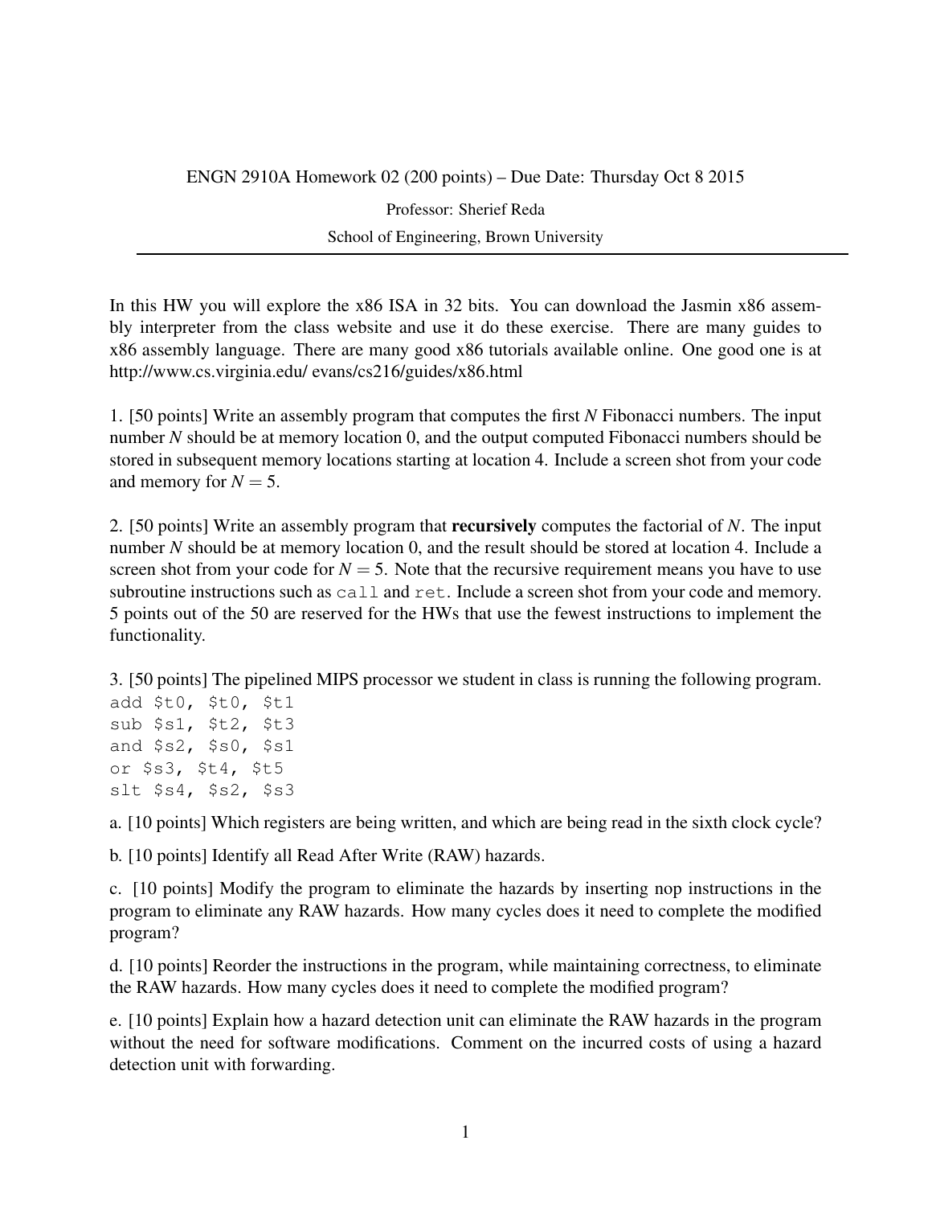ENGN 2910A Homework 02 (200 points) – Due Date: Thursday Oct 8 2015

Professor: Sherief Reda

School of Engineering, Brown University

---

In this HW you will explore the x86 ISA in 32 bits. You can download the Jasmin x86 assembly interpreter from the class website and use it do these exercise. There are many guides to x86 assembly language. There are many good x86 tutorials available online. One good one is at http://www.cs.virginia.edu/ evans/cs216/guides/x86.html

1. [50 points] Write an assembly program that computes the first *N* Fibonacci numbers. The input number *N* should be at memory location 0, and the output computed Fibonacci numbers should be stored in subsequent memory locations starting at location 4. Include a screen shot from your code and memory for $N = 5$.

2. [50 points] Write an assembly program that **recursively** computes the factorial of *N*. The input number *N* should be at memory location 0, and the result should be stored at location 4. Include a screen shot from your code for $N = 5$. Note that the recursive requirement means you have to use subroutine instructions such as `call` and `ret`. Include a screen shot from your code and memory. 5 points out of the 50 are reserved for the HWs that use the fewest instructions to implement the functionality.

3. [50 points] The pipelined MIPS processor we student in class is running the following program.

```
add $t0, $t0, $t1
sub $s1, $t2, $t3
and $s2, $s0, $s1
or $s3, $t4, $t5
slt $s4, $s2, $s3
```

a. [10 points] Which registers are being written, and which are being read in the sixth clock cycle?

b. [10 points] Identify all Read After Write (RAW) hazards.

c. [10 points] Modify the program to eliminate the hazards by inserting nop instructions in the program to eliminate any RAW hazards. How many cycles does it need to complete the modified program?

d. [10 points] Reorder the instructions in the program, while maintaining correctness, to eliminate the RAW hazards. How many cycles does it need to complete the modified program?

e. [10 points] Explain how a hazard detection unit can eliminate the RAW hazards in the program without the need for software modifications. Comment on the incurred costs of using a hazard detection unit with forwarding.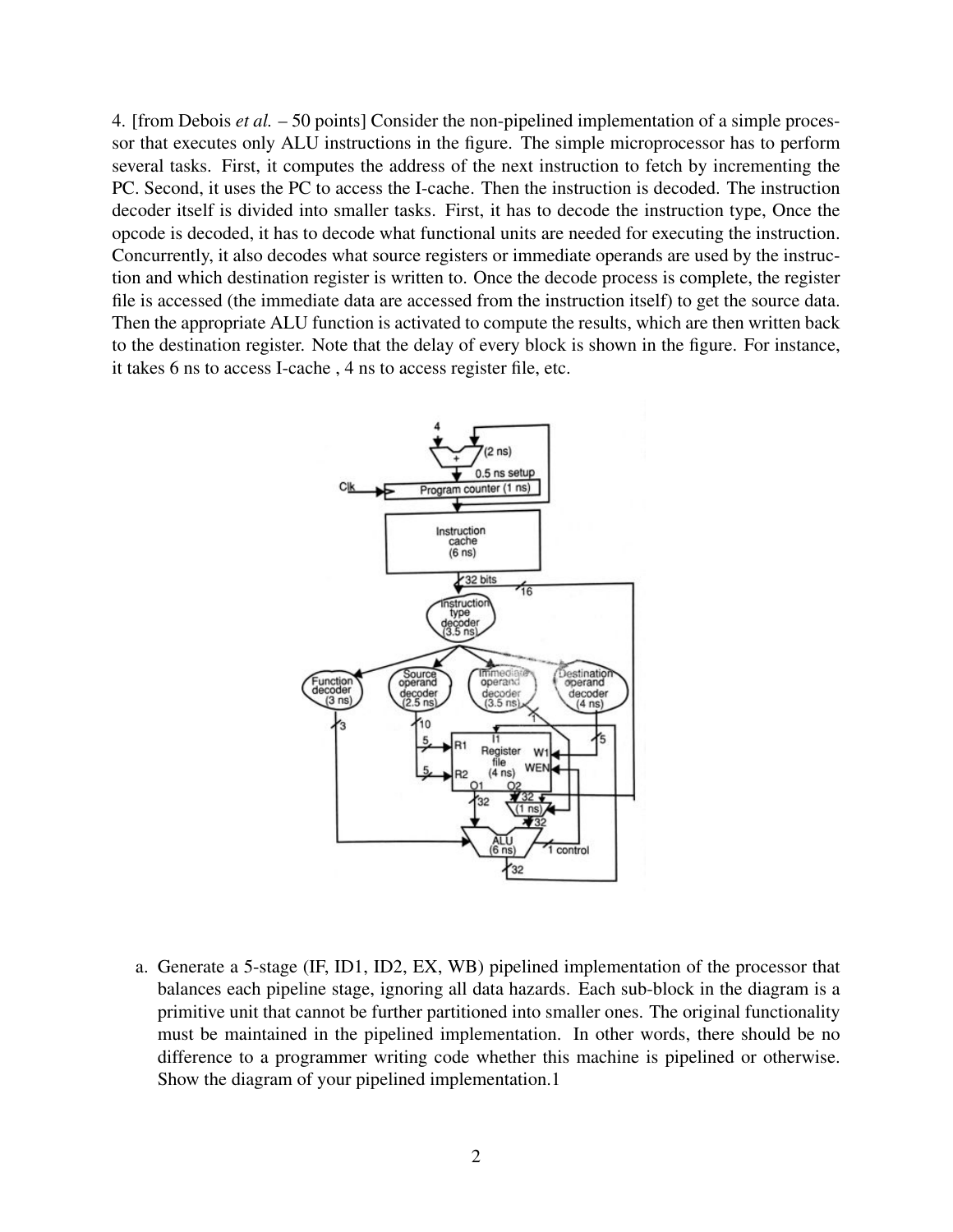4. [from Debois *et al.* – 50 points] Consider the non-pipelined implementation of a simple processor that executes only ALU instructions in the figure. The simple microprocessor has to perform several tasks. First, it computes the address of the next instruction to fetch by incrementing the PC. Second, it uses the PC to access the I-cache. Then the instruction is decoded. The instruction decoder itself is divided into smaller tasks. First, it has to decode the instruction type, Once the opcode is decoded, it has to decode what functional units are needed for executing the instruction. Concurrently, it also decodes what source registers or immediate operands are used by the instruction and which destination register is written to. Once the decode process is complete, the register file is accessed (the immediate data are accessed from the instruction itself) to get the source data. Then the appropriate ALU function is activated to compute the results, which are then written back to the destination register. Note that the delay of every block is shown in the figure. For instance, it takes 6 ns to access I-cache , 4 ns to access register file, etc.

4
(2 ns)
0.5 ns setup
Clk
Program counter (1 ns)
Instruction cache (6 ns)
32 bits
16
Instruction type decoder (3.5 ns)
Function decoder (3 ns)
Source operand decoder (2.5 ns)
Immediate operand decoder (3.5 ns)
Destination operand decoder (4 ns)
3
10
1
5
R1
R2
I1
Register file (4 ns)
W1
WEN
O1
O2
32
(1 ns)
ALU (6 ns)
1 control

a. Generate a 5-stage (IF, ID1, ID2, EX, WB) pipelined implementation of the processor that balances each pipeline stage, ignoring all data hazards. Each sub-block in the diagram is a primitive unit that cannot be further partitioned into smaller ones. The original functionality must be maintained in the pipelined implementation. In other words, there should be no difference to a programmer writing code whether this machine is pipelined or otherwise. Show the diagram of your pipelined implementation.1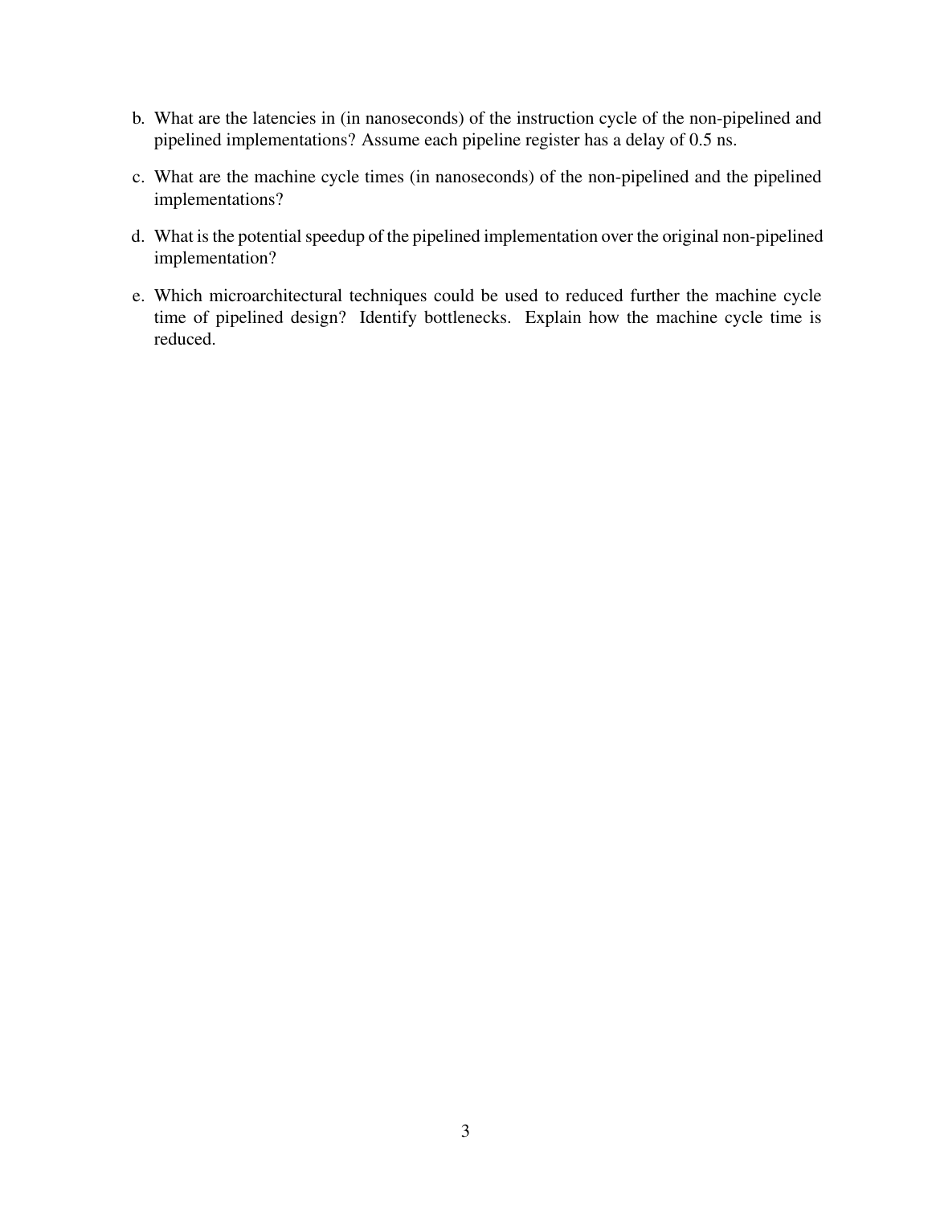b. What are the latencies in (in nanoseconds) of the instruction cycle of the non-pipelined and pipelined implementations? Assume each pipeline register has a delay of 0.5 ns.

c. What are the machine cycle times (in nanoseconds) of the non-pipelined and the pipelined implementations?

d. What is the potential speedup of the pipelined implementation over the original non-pipelined implementation?

e. Which microarchitectural techniques could be used to reduced further the machine cycle time of pipelined design? Identify bottlenecks. Explain how the machine cycle time is reduced.